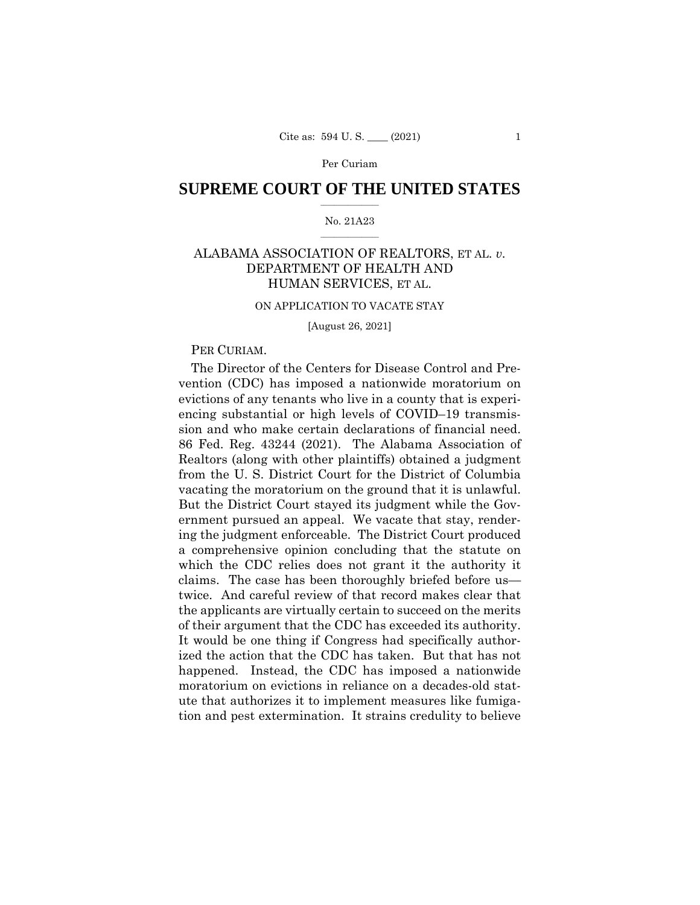# SUPREME COURT OF THE UNITED STATES

No. 21A23

ALABAMA ASSOCIATION OF REALTORS, ET AL. *v.* DEPARTMENT OF HEALTH AND HUMAN SERVICES, ET AL.

ON APPLICATION TO VACATE STAY

[August 26, 2021]

PER CURIAM.

The Director of the Centers for Disease Control and Prevention (CDC) has imposed a nationwide moratorium on evictions of any tenants who live in a county that is experiencing substantial or high levels of COVID–19 transmission and who make certain declarations of financial need. 86 Fed. Reg. 43244 (2021). The Alabama Association of Realtors (along with other plaintiffs) obtained a judgment from the U. S. District Court for the District of Columbia vacating the moratorium on the ground that it is unlawful. But the District Court stayed its judgment while the Government pursued an appeal. We vacate that stay, rendering the judgment enforceable. The District Court produced a comprehensive opinion concluding that the statute on which the CDC relies does not grant it the authority it claims. The case has been thoroughly briefed before us—twice. And careful review of that record makes clear that the applicants are virtually certain to succeed on the merits of their argument that the CDC has exceeded its authority. It would be one thing if Congress had specifically authorized the action that the CDC has taken. But that has not happened. Instead, the CDC has imposed a nationwide moratorium on evictions in reliance on a decades-old statute that authorizes it to implement measures like fumigation and pest extermination. It strains credulity to believe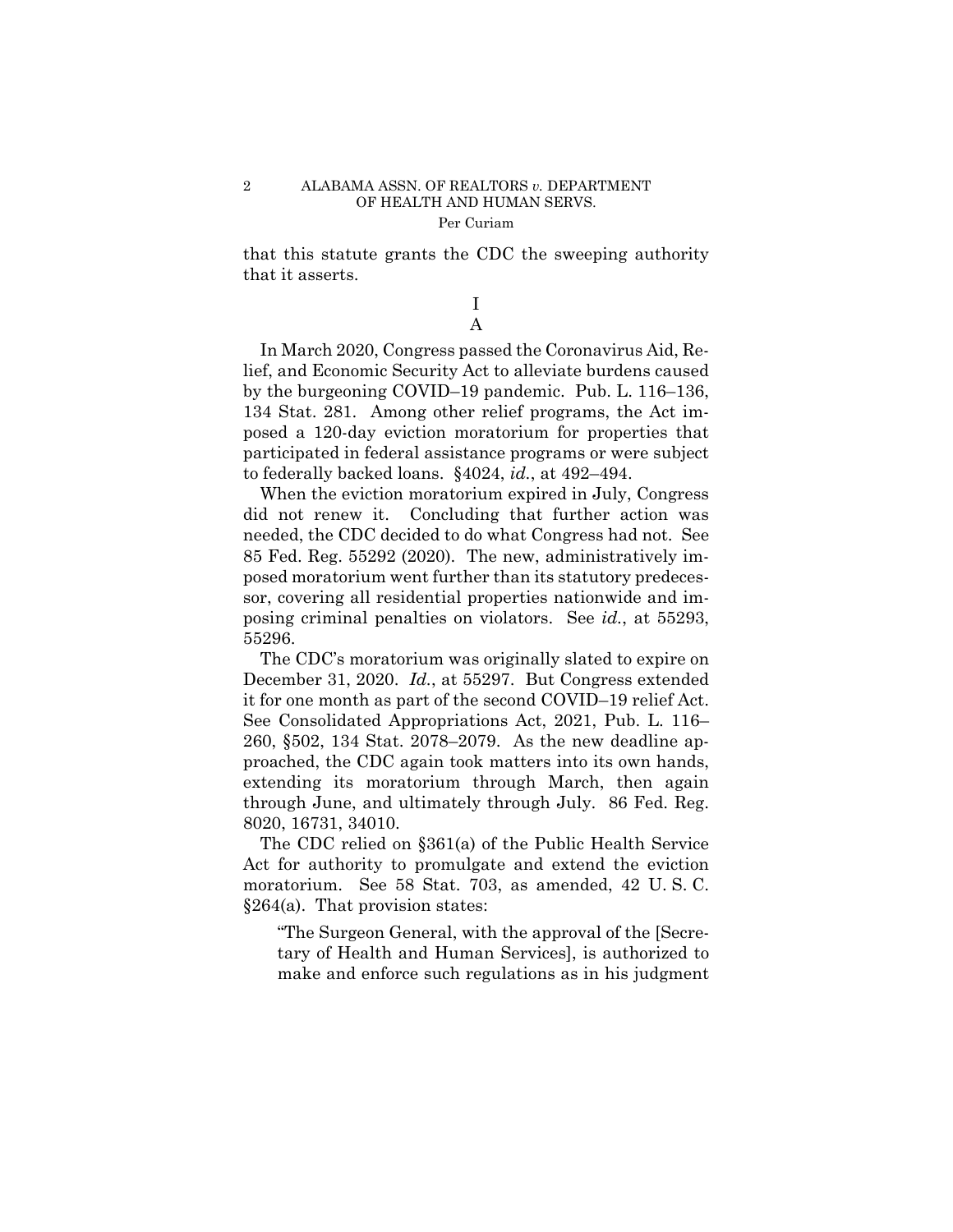that this statute grants the CDC the sweeping authority that it asserts.

# I

## A

In March 2020, Congress passed the Coronavirus Aid, Relief, and Economic Security Act to alleviate burdens caused by the burgeoning COVID–19 pandemic. Pub. L. 116–136, 134 Stat. 281. Among other relief programs, the Act imposed a 120-day eviction moratorium for properties that participated in federal assistance programs or were subject to federally backed loans. §4024, *id.*, at 492–494.

When the eviction moratorium expired in July, Congress did not renew it. Concluding that further action was needed, the CDC decided to do what Congress had not. See 85 Fed. Reg. 55292 (2020). The new, administratively imposed moratorium went further than its statutory predecessor, covering all residential properties nationwide and imposing criminal penalties on violators. See *id.*, at 55293, 55296.

The CDC's moratorium was originally slated to expire on December 31, 2020. *Id.*, at 55297. But Congress extended it for one month as part of the second COVID–19 relief Act. See Consolidated Appropriations Act, 2021, Pub. L. 116–260, §502, 134 Stat. 2078–2079. As the new deadline approached, the CDC again took matters into its own hands, extending its moratorium through March, then again through June, and ultimately through July. 86 Fed. Reg. 8020, 16731, 34010.

The CDC relied on §361(a) of the Public Health Service Act for authority to promulgate and extend the eviction moratorium. See 58 Stat. 703, as amended, 42 U. S. C. §264(a). That provision states:

> "The Surgeon General, with the approval of the [Secretary of Health and Human Services], is authorized to make and enforce such regulations as in his judgment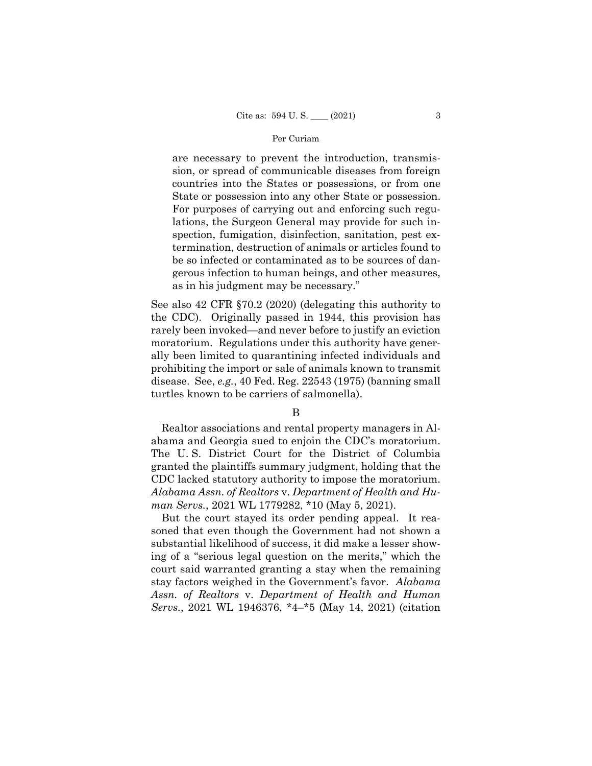> are necessary to prevent the introduction, transmission, or spread of communicable diseases from foreign countries into the States or possessions, or from one State or possession into any other State or possession. For purposes of carrying out and enforcing such regulations, the Surgeon General may provide for such inspection, fumigation, disinfection, sanitation, pest extermination, destruction of animals or articles found to be so infected or contaminated as to be sources of dangerous infection to human beings, and other measures, as in his judgment may be necessary."

See also 42 CFR §70.2 (2020) (delegating this authority to the CDC). Originally passed in 1944, this provision has rarely been invoked—and never before to justify an eviction moratorium. Regulations under this authority have generally been limited to quarantining infected individuals and prohibiting the import or sale of animals known to transmit disease. See, *e.g.*, 40 Fed. Reg. 22543 (1975) (banning small turtles known to be carriers of salmonella).

## B

Realtor associations and rental property managers in Alabama and Georgia sued to enjoin the CDC's moratorium. The U. S. District Court for the District of Columbia granted the plaintiffs summary judgment, holding that the CDC lacked statutory authority to impose the moratorium. *Alabama Assn. of Realtors* v. *Department of Health and Human Servs.*, 2021 WL 1779282, \*10 (May 5, 2021).

But the court stayed its order pending appeal. It reasoned that even though the Government had not shown a substantial likelihood of success, it did make a lesser showing of a "serious legal question on the merits," which the court said warranted granting a stay when the remaining stay factors weighed in the Government's favor. *Alabama Assn. of Realtors* v. *Department of Health and Human Servs.*, 2021 WL 1946376, \*4–\*5 (May 14, 2021) (citation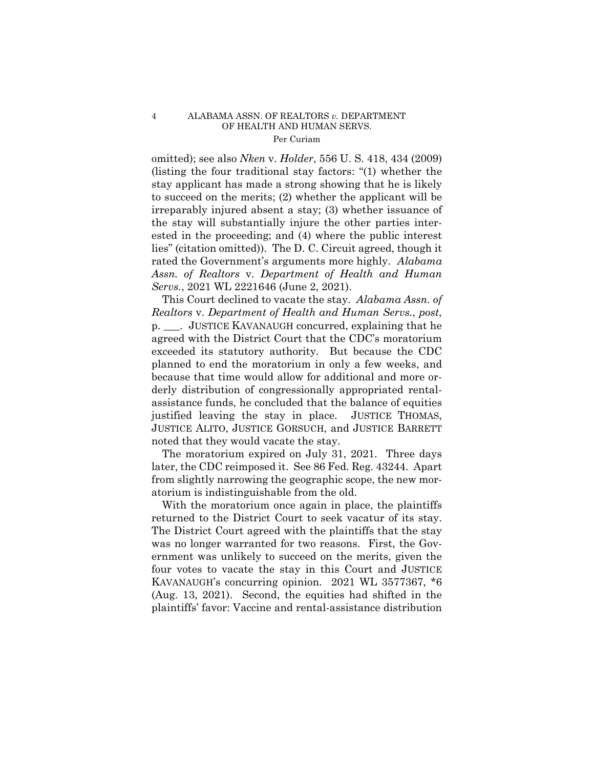omitted); see also *Nken* v. *Holder*, 556 U. S. 418, 434 (2009) (listing the four traditional stay factors: "(1) whether the stay applicant has made a strong showing that he is likely to succeed on the merits; (2) whether the applicant will be irreparably injured absent a stay; (3) whether issuance of the stay will substantially injure the other parties interested in the proceeding; and (4) where the public interest lies" (citation omitted)). The D. C. Circuit agreed, though it rated the Government's arguments more highly. *Alabama Assn. of Realtors* v. *Department of Health and Human Servs.*, 2021 WL 2221646 (June 2, 2021).

This Court declined to vacate the stay. *Alabama Assn. of Realtors* v. *Department of Health and Human Servs.*, *post*, p. \_\_\_. JUSTICE KAVANAUGH concurred, explaining that he agreed with the District Court that the CDC's moratorium exceeded its statutory authority. But because the CDC planned to end the moratorium in only a few weeks, and because that time would allow for additional and more orderly distribution of congressionally appropriated rental-assistance funds, he concluded that the balance of equities justified leaving the stay in place. JUSTICE THOMAS, JUSTICE ALITO, JUSTICE GORSUCH, and JUSTICE BARRETT noted that they would vacate the stay.

The moratorium expired on July 31, 2021. Three days later, the CDC reimposed it. See 86 Fed. Reg. 43244. Apart from slightly narrowing the geographic scope, the new moratorium is indistinguishable from the old.

With the moratorium once again in place, the plaintiffs returned to the District Court to seek vacatur of its stay. The District Court agreed with the plaintiffs that the stay was no longer warranted for two reasons. First, the Government was unlikely to succeed on the merits, given the four votes to vacate the stay in this Court and JUSTICE KAVANAUGH's concurring opinion. 2021 WL 3577367, *6 (Aug. 13, 2021). Second, the equities had shifted in the plaintiffs' favor: Vaccine and rental-assistance distribution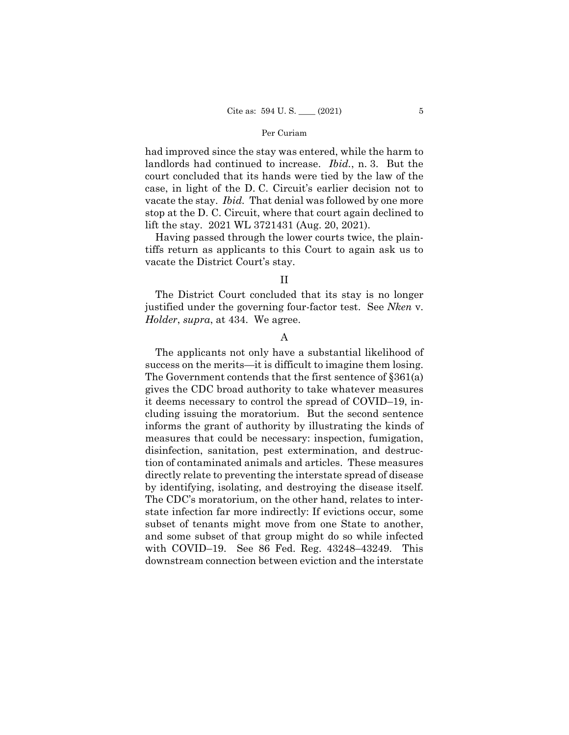had improved since the stay was entered, while the harm to landlords had continued to increase. *Ibid.*, n. 3. But the court concluded that its hands were tied by the law of the case, in light of the D. C. Circuit's earlier decision not to vacate the stay. *Ibid.* That denial was followed by one more stop at the D. C. Circuit, where that court again declined to lift the stay. 2021 WL 3721431 (Aug. 20, 2021).

Having passed through the lower courts twice, the plaintiffs return as applicants to this Court to again ask us to vacate the District Court's stay.

## II

The District Court concluded that its stay is no longer justified under the governing four-factor test. See *Nken* v. *Holder*, *supra*, at 434. We agree.

### A

The applicants not only have a substantial likelihood of success on the merits—it is difficult to imagine them losing. The Government contends that the first sentence of §361(a) gives the CDC broad authority to take whatever measures it deems necessary to control the spread of COVID–19, including issuing the moratorium. But the second sentence informs the grant of authority by illustrating the kinds of measures that could be necessary: inspection, fumigation, disinfection, sanitation, pest extermination, and destruction of contaminated animals and articles. These measures directly relate to preventing the interstate spread of disease by identifying, isolating, and destroying the disease itself. The CDC's moratorium, on the other hand, relates to interstate infection far more indirectly: If evictions occur, some subset of tenants might move from one State to another, and some subset of that group might do so while infected with COVID–19. See 86 Fed. Reg. 43248–43249. This downstream connection between eviction and the interstate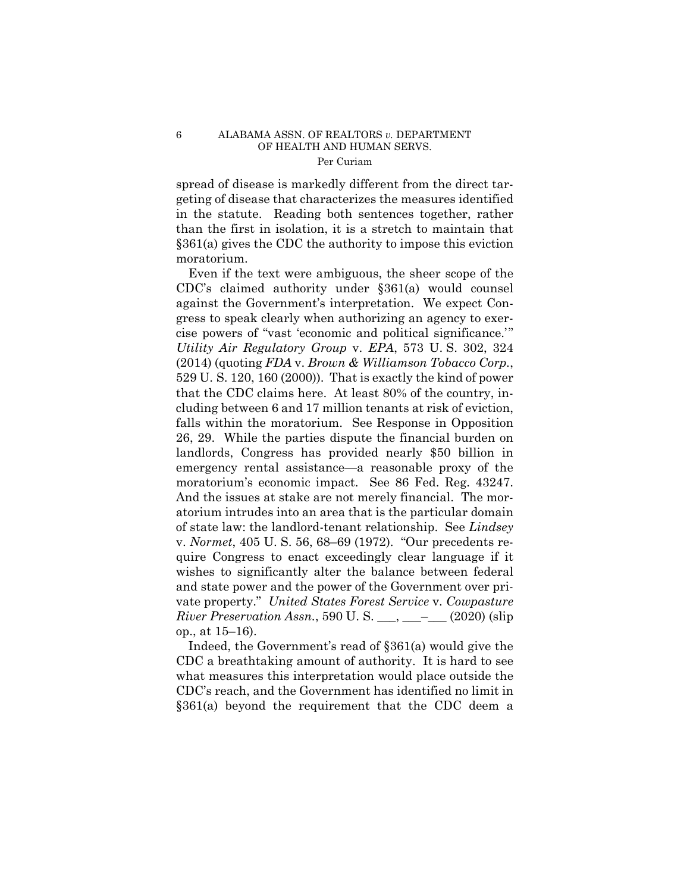spread of disease is markedly different from the direct targeting of disease that characterizes the measures identified in the statute. Reading both sentences together, rather than the first in isolation, it is a stretch to maintain that §361(a) gives the CDC the authority to impose this eviction moratorium.

Even if the text were ambiguous, the sheer scope of the CDC's claimed authority under §361(a) would counsel against the Government's interpretation. We expect Congress to speak clearly when authorizing an agency to exercise powers of "vast 'economic and political significance.'" *Utility Air Regulatory Group* v. *EPA*, 573 U. S. 302, 324 (2014) (quoting *FDA* v. *Brown & Williamson Tobacco Corp.*, 529 U. S. 120, 160 (2000)). That is exactly the kind of power that the CDC claims here. At least 80% of the country, including between 6 and 17 million tenants at risk of eviction, falls within the moratorium. See Response in Opposition 26, 29. While the parties dispute the financial burden on landlords, Congress has provided nearly $50 billion in emergency rental assistance—a reasonable proxy of the moratorium's economic impact. See 86 Fed. Reg. 43247. And the issues at stake are not merely financial. The moratorium intrudes into an area that is the particular domain of state law: the landlord-tenant relationship. See *Lindsey* v. *Normet*, 405 U. S. 56, 68–69 (1972). "Our precedents require Congress to enact exceedingly clear language if it wishes to significantly alter the balance between federal and state power and the power of the Government over private property." *United States Forest Service* v. *Cowpasture River Preservation Assn.*, 590 U. S. ___, ___–___ (2020) (slip op., at 15–16).

Indeed, the Government's read of §361(a) would give the CDC a breathtaking amount of authority. It is hard to see what measures this interpretation would place outside the CDC's reach, and the Government has identified no limit in §361(a) beyond the requirement that the CDC deem a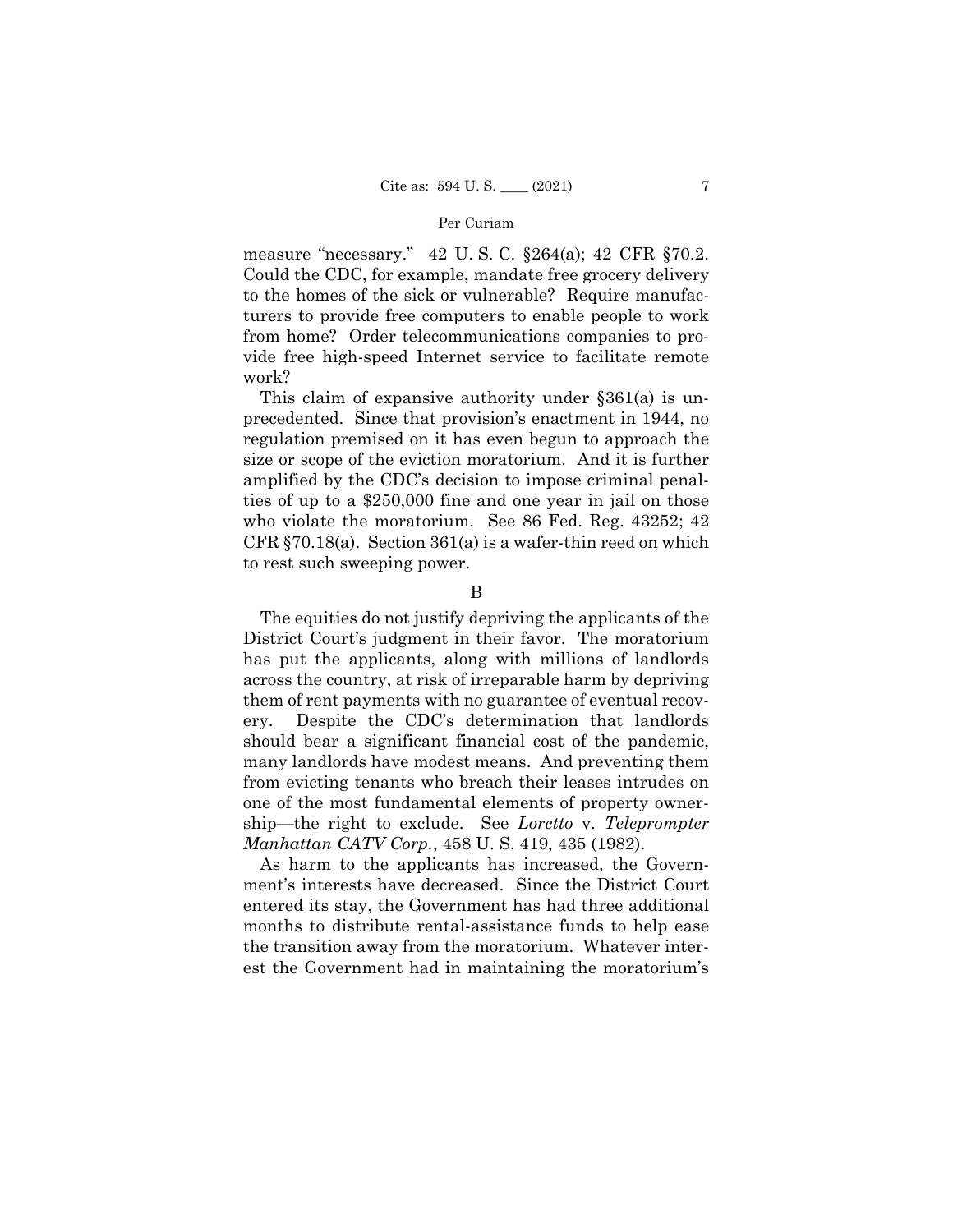measure "necessary." 42 U. S. C. §264(a); 42 CFR §70.2. Could the CDC, for example, mandate free grocery delivery to the homes of the sick or vulnerable? Require manufacturers to provide free computers to enable people to work from home? Order telecommunications companies to provide free high-speed Internet service to facilitate remote work?

This claim of expansive authority under §361(a) is unprecedented. Since that provision's enactment in 1944, no regulation premised on it has even begun to approach the size or scope of the eviction moratorium. And it is further amplified by the CDC's decision to impose criminal penalties of up to a $250,000 fine and one year in jail on those who violate the moratorium. See 86 Fed. Reg. 43252; 42 CFR §70.18(a). Section 361(a) is a wafer-thin reed on which to rest such sweeping power.

B

The equities do not justify depriving the applicants of the District Court's judgment in their favor. The moratorium has put the applicants, along with millions of landlords across the country, at risk of irreparable harm by depriving them of rent payments with no guarantee of eventual recovery. Despite the CDC's determination that landlords should bear a significant financial cost of the pandemic, many landlords have modest means. And preventing them from evicting tenants who breach their leases intrudes on one of the most fundamental elements of property ownership—the right to exclude. See *Loretto* v. *Teleprompter Manhattan CATV Corp.*, 458 U. S. 419, 435 (1982).

As harm to the applicants has increased, the Government's interests have decreased. Since the District Court entered its stay, the Government has had three additional months to distribute rental-assistance funds to help ease the transition away from the moratorium. Whatever interest the Government had in maintaining the moratorium's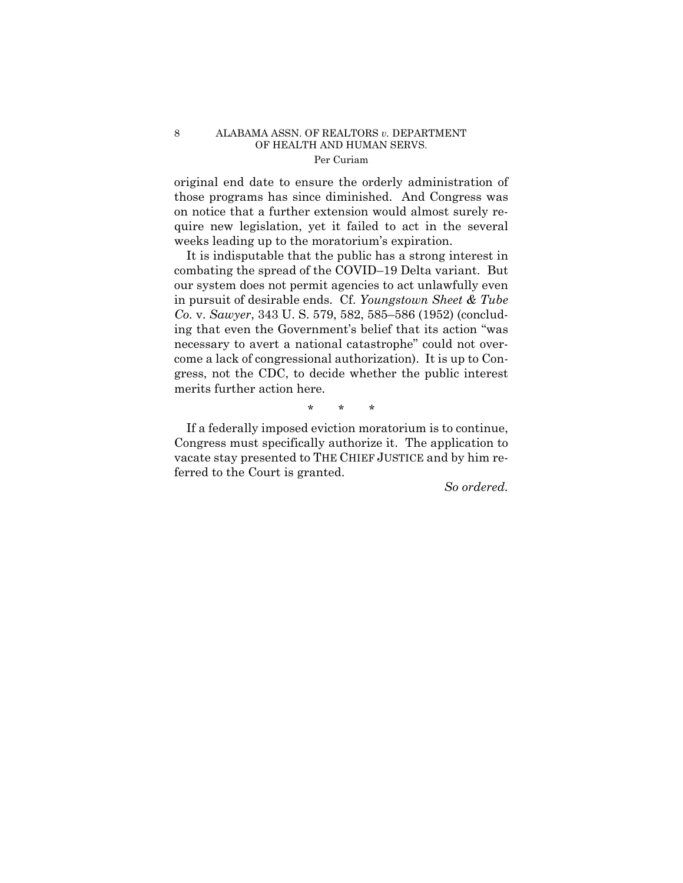original end date to ensure the orderly administration of those programs has since diminished. And Congress was on notice that a further extension would almost surely require new legislation, yet it failed to act in the several weeks leading up to the moratorium's expiration.

It is indisputable that the public has a strong interest in combating the spread of the COVID–19 Delta variant. But our system does not permit agencies to act unlawfully even in pursuit of desirable ends. Cf. *Youngstown Sheet & Tube Co.* v. *Sawyer*, 343 U. S. 579, 582, 585–586 (1952) (concluding that even the Government's belief that its action "was necessary to avert a national catastrophe" could not overcome a lack of congressional authorization). It is up to Congress, not the CDC, to decide whether the public interest merits further action here.

\* \* \*

If a federally imposed eviction moratorium is to continue, Congress must specifically authorize it. The application to vacate stay presented to THE CHIEF JUSTICE and by him referred to the Court is granted.

*So ordered.*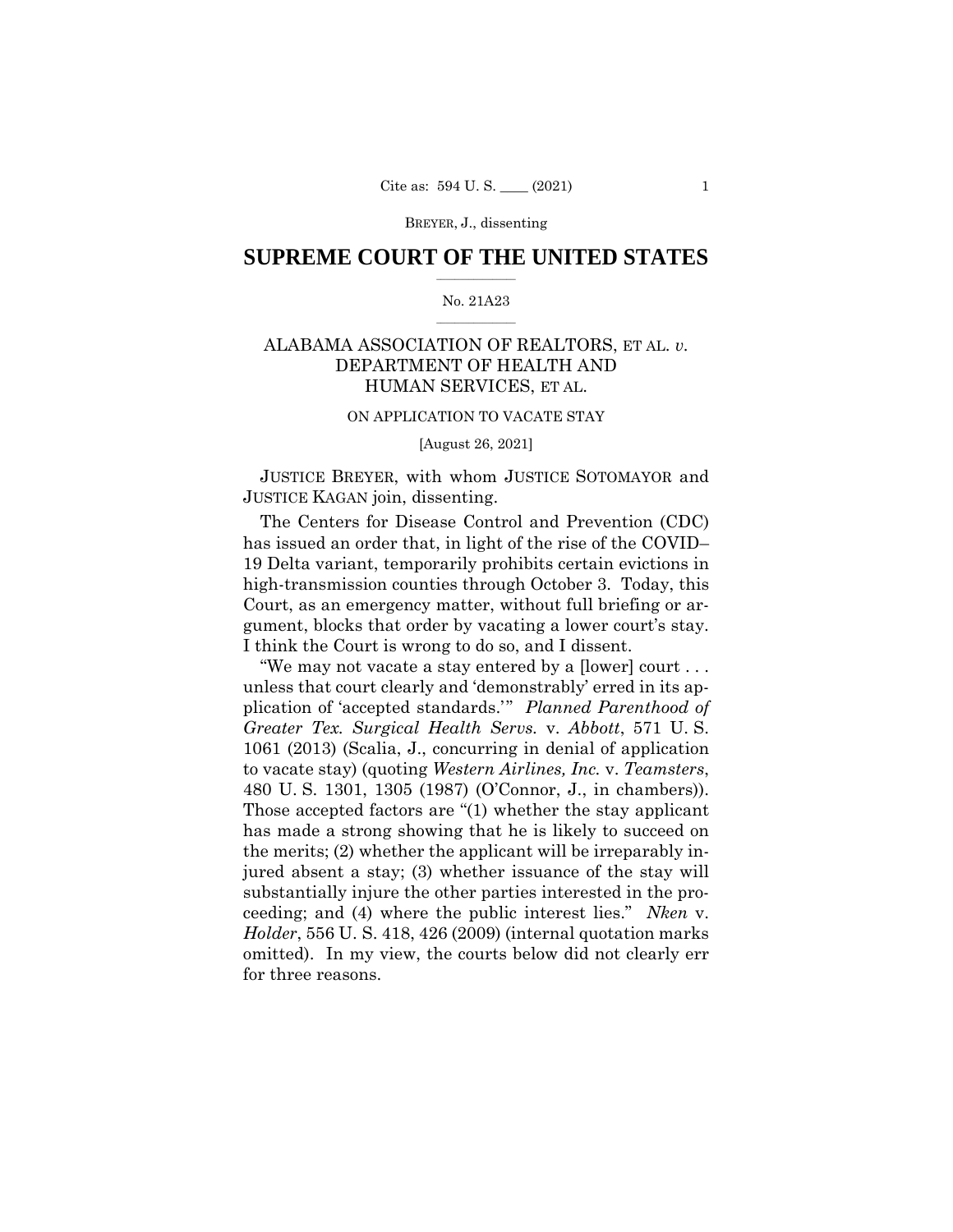BREYER, J., dissenting

# SUPREME COURT OF THE UNITED STATES

No. 21A23

## ALABAMA ASSOCIATION OF REALTORS, ET AL. *v.* DEPARTMENT OF HEALTH AND HUMAN SERVICES, ET AL.

ON APPLICATION TO VACATE STAY

[August 26, 2021]

JUSTICE BREYER, with whom JUSTICE SOTOMAYOR and JUSTICE KAGAN join, dissenting.

The Centers for Disease Control and Prevention (CDC) has issued an order that, in light of the rise of the COVID–19 Delta variant, temporarily prohibits certain evictions in high-transmission counties through October 3. Today, this Court, as an emergency matter, without full briefing or argument, blocks that order by vacating a lower court's stay. I think the Court is wrong to do so, and I dissent.

"We may not vacate a stay entered by a [lower] court . . . unless that court clearly and 'demonstrably' erred in its application of 'accepted standards.'" *Planned Parenthood of Greater Tex. Surgical Health Servs.* v. *Abbott*, 571 U. S. 1061 (2013) (Scalia, J., concurring in denial of application to vacate stay) (quoting *Western Airlines, Inc.* v. *Teamsters*, 480 U. S. 1301, 1305 (1987) (O'Connor, J., in chambers)). Those accepted factors are "(1) whether the stay applicant has made a strong showing that he is likely to succeed on the merits; (2) whether the applicant will be irreparably injured absent a stay; (3) whether issuance of the stay will substantially injure the other parties interested in the proceeding; and (4) where the public interest lies." *Nken* v. *Holder*, 556 U. S. 418, 426 (2009) (internal quotation marks omitted). In my view, the courts below did not clearly err for three reasons.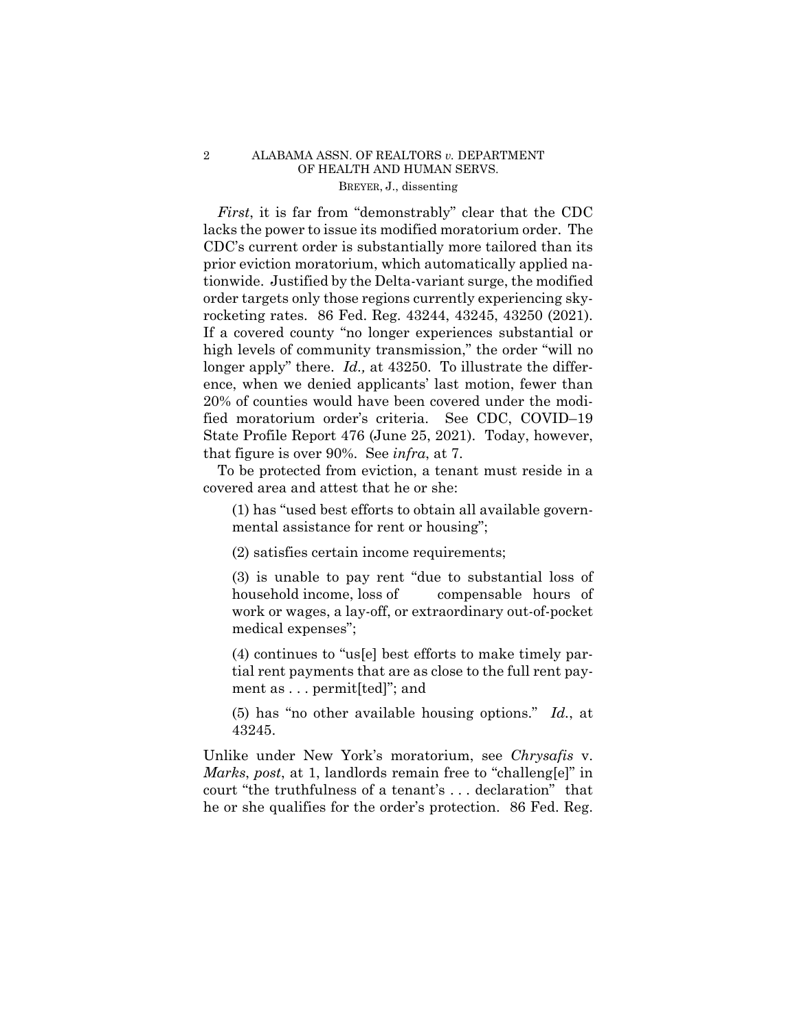*First*, it is far from "demonstrably" clear that the CDC lacks the power to issue its modified moratorium order. The CDC's current order is substantially more tailored than its prior eviction moratorium, which automatically applied nationwide. Justified by the Delta-variant surge, the modified order targets only those regions currently experiencing skyrocketing rates. 86 Fed. Reg. 43244, 43245, 43250 (2021). If a covered county "no longer experiences substantial or high levels of community transmission," the order "will no longer apply" there. *Id.,* at 43250. To illustrate the difference, when we denied applicants' last motion, fewer than 20% of counties would have been covered under the modified moratorium order's criteria. See CDC, COVID–19 State Profile Report 476 (June 25, 2021). Today, however, that figure is over 90%. See *infra*, at 7.

To be protected from eviction, a tenant must reside in a covered area and attest that he or she:

> (1) has "used best efforts to obtain all available governmental assistance for rent or housing";
>
> (2) satisfies certain income requirements;
>
> (3) is unable to pay rent "due to substantial loss of household income, loss of compensable hours of work or wages, a lay-off, or extraordinary out-of-pocket medical expenses";
>
> (4) continues to "us[e] best efforts to make timely partial rent payments that are as close to the full rent payment as . . . permit[ted]"; and
>
> (5) has "no other available housing options." *Id.*, at 43245.

Unlike under New York's moratorium, see *Chrysafis* v. *Marks*, *post*, at 1, landlords remain free to "challeng[e]" in court "the truthfulness of a tenant's . . . declaration" that he or she qualifies for the order's protection. 86 Fed. Reg.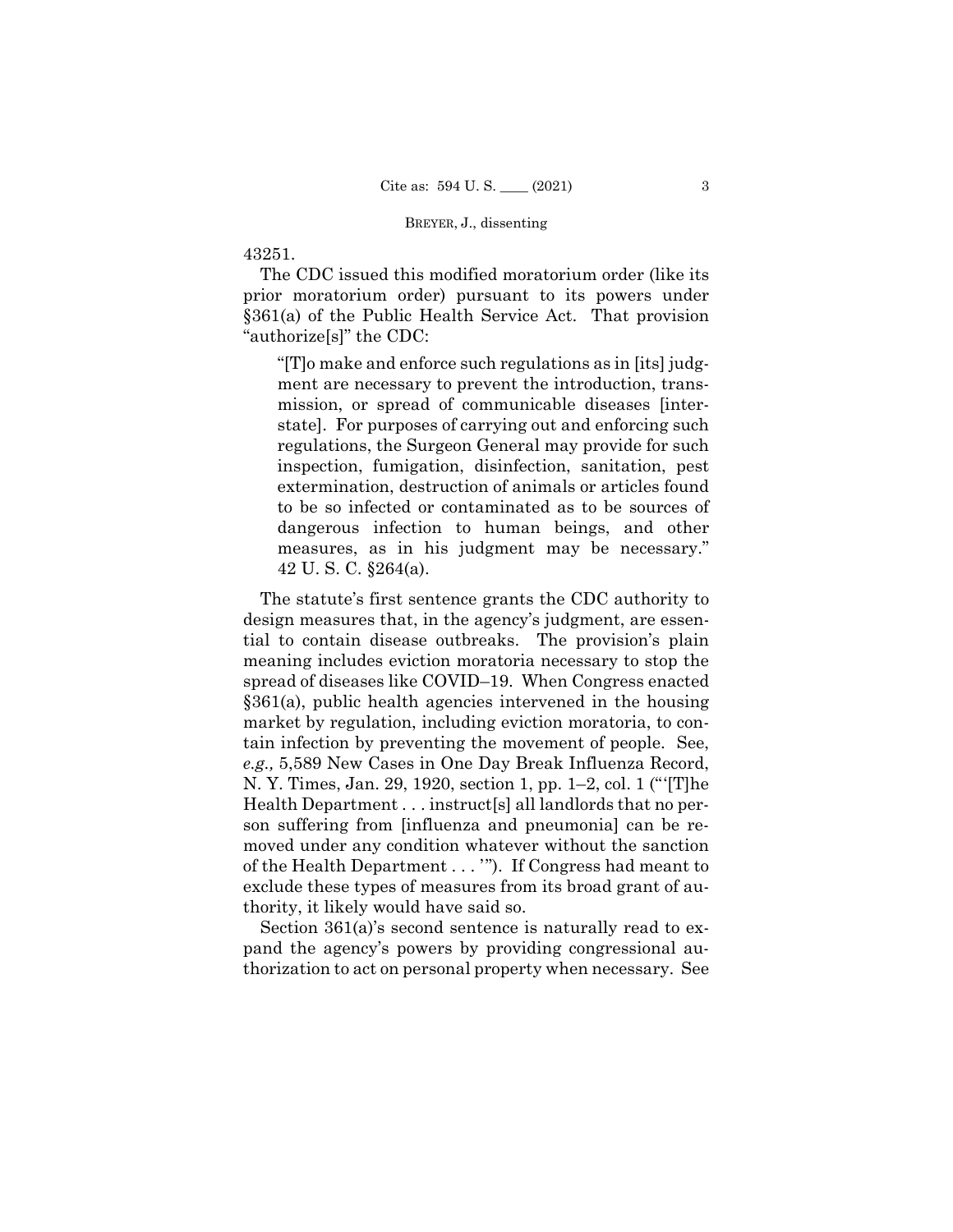43251.

The CDC issued this modified moratorium order (like its prior moratorium order) pursuant to its powers under §361(a) of the Public Health Service Act. That provision "authorize[s]" the CDC:

> "[T]o make and enforce such regulations as in [its] judgment are necessary to prevent the introduction, transmission, or spread of communicable diseases [interstate]. For purposes of carrying out and enforcing such regulations, the Surgeon General may provide for such inspection, fumigation, disinfection, sanitation, pest extermination, destruction of animals or articles found to be so infected or contaminated as to be sources of dangerous infection to human beings, and other measures, as in his judgment may be necessary." 42 U. S. C. §264(a).

The statute's first sentence grants the CDC authority to design measures that, in the agency's judgment, are essential to contain disease outbreaks. The provision's plain meaning includes eviction moratoria necessary to stop the spread of diseases like COVID–19. When Congress enacted §361(a), public health agencies intervened in the housing market by regulation, including eviction moratoria, to contain infection by preventing the movement of people. See, *e.g.,* 5,589 New Cases in One Day Break Influenza Record, N. Y. Times, Jan. 29, 1920, section 1, pp. 1–2, col. 1 ("'[T]he Health Department . . . instruct[s] all landlords that no person suffering from [influenza and pneumonia] can be removed under any condition whatever without the sanction of the Health Department . . . '"). If Congress had meant to exclude these types of measures from its broad grant of authority, it likely would have said so.

Section 361(a)'s second sentence is naturally read to expand the agency's powers by providing congressional authorization to act on personal property when necessary. See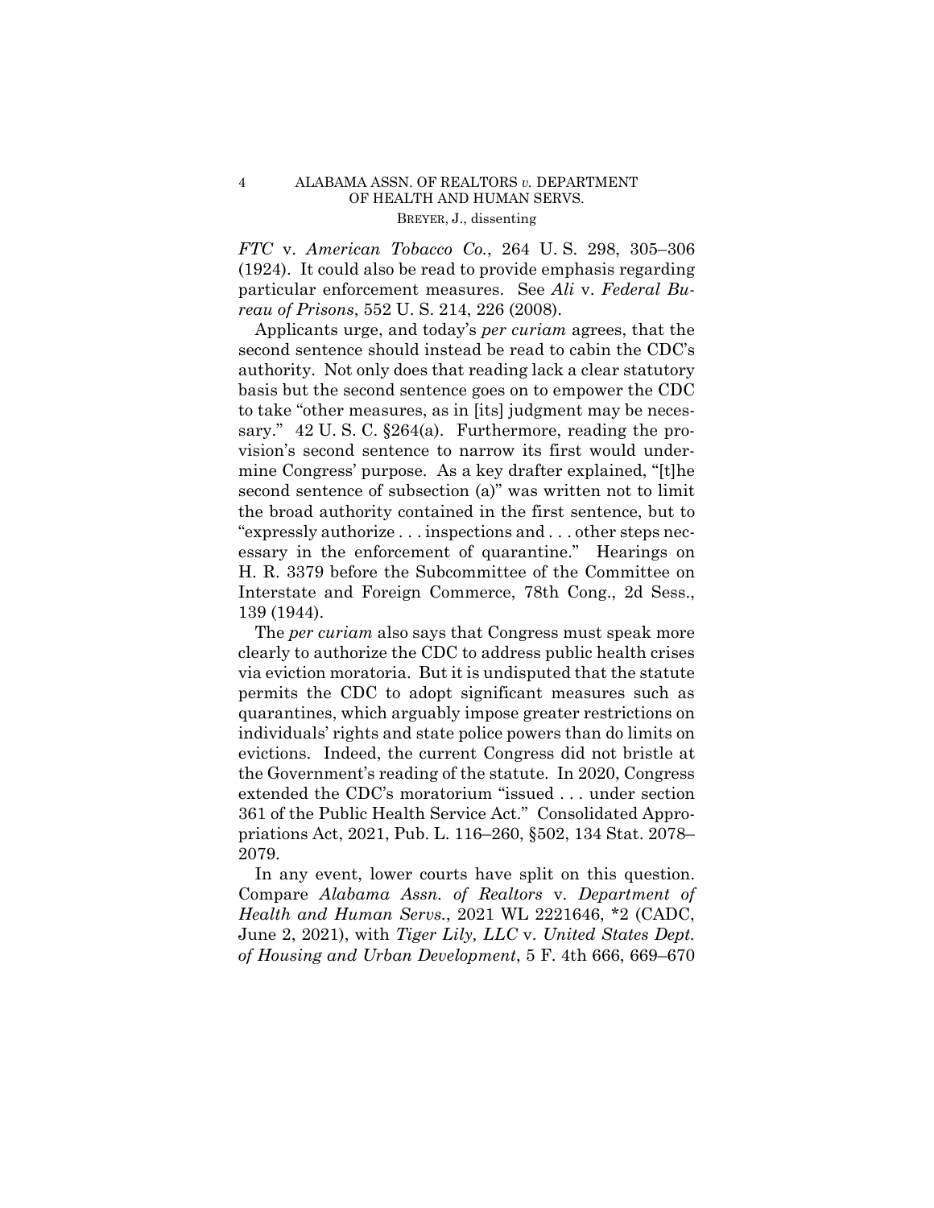*FTC* v. *American Tobacco Co.*, 264 U. S. 298, 305–306 (1924). It could also be read to provide emphasis regarding particular enforcement measures. See *Ali* v. *Federal Bureau of Prisons*, 552 U. S. 214, 226 (2008).

Applicants urge, and today's *per curiam* agrees, that the second sentence should instead be read to cabin the CDC's authority. Not only does that reading lack a clear statutory basis but the second sentence goes on to empower the CDC to take "other measures, as in [its] judgment may be necessary." 42 U. S. C. §264(a). Furthermore, reading the provision's second sentence to narrow its first would undermine Congress' purpose. As a key drafter explained, "[t]he second sentence of subsection (a)" was written not to limit the broad authority contained in the first sentence, but to "expressly authorize . . . inspections and . . . other steps necessary in the enforcement of quarantine." Hearings on H. R. 3379 before the Subcommittee of the Committee on Interstate and Foreign Commerce, 78th Cong., 2d Sess., 139 (1944).

The *per curiam* also says that Congress must speak more clearly to authorize the CDC to address public health crises via eviction moratoria. But it is undisputed that the statute permits the CDC to adopt significant measures such as quarantines, which arguably impose greater restrictions on individuals' rights and state police powers than do limits on evictions. Indeed, the current Congress did not bristle at the Government's reading of the statute. In 2020, Congress extended the CDC's moratorium "issued . . . under section 361 of the Public Health Service Act." Consolidated Appropriations Act, 2021, Pub. L. 116–260, §502, 134 Stat. 2078–2079.

In any event, lower courts have split on this question. Compare *Alabama Assn. of Realtors* v. *Department of Health and Human Servs.*, 2021 WL 2221646, \*2 (CADC, June 2, 2021), with *Tiger Lily, LLC* v. *United States Dept. of Housing and Urban Development*, 5 F. 4th 666, 669–670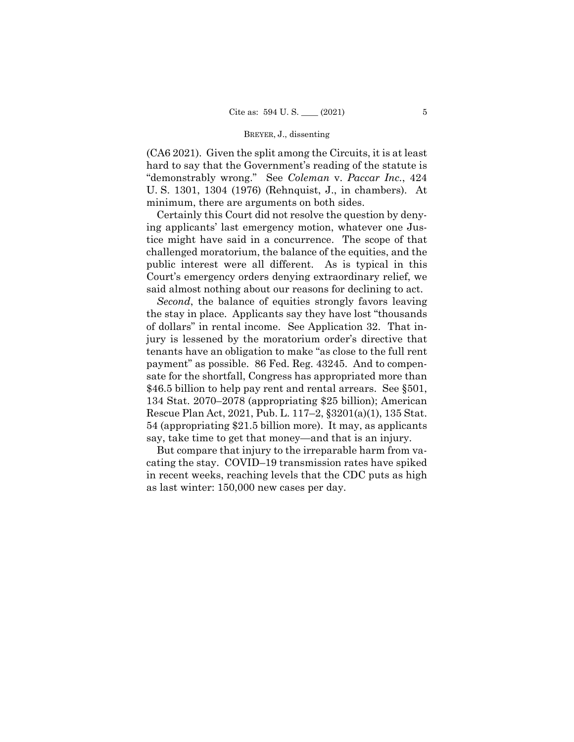(CA6 2021). Given the split among the Circuits, it is at least hard to say that the Government's reading of the statute is "demonstrably wrong." See *Coleman* v. *Paccar Inc.*, 424 U. S. 1301, 1304 (1976) (Rehnquist, J., in chambers). At minimum, there are arguments on both sides.

Certainly this Court did not resolve the question by denying applicants' last emergency motion, whatever one Justice might have said in a concurrence. The scope of that challenged moratorium, the balance of the equities, and the public interest were all different. As is typical in this Court's emergency orders denying extraordinary relief, we said almost nothing about our reasons for declining to act.

*Second*, the balance of equities strongly favors leaving the stay in place. Applicants say they have lost "thousands of dollars" in rental income. See Application 32. That injury is lessened by the moratorium order's directive that tenants have an obligation to make "as close to the full rent payment" as possible. 86 Fed. Reg. 43245. And to compensate for the shortfall, Congress has appropriated more than $46.5 billion to help pay rent and rental arrears. See §501, 134 Stat. 2070–2078 (appropriating $25 billion); American Rescue Plan Act, 2021, Pub. L. 117–2, §3201(a)(1), 135 Stat. 54 (appropriating $21.5 billion more). It may, as applicants say, take time to get that money—and that is an injury.

But compare that injury to the irreparable harm from vacating the stay. COVID–19 transmission rates have spiked in recent weeks, reaching levels that the CDC puts as high as last winter: 150,000 new cases per day.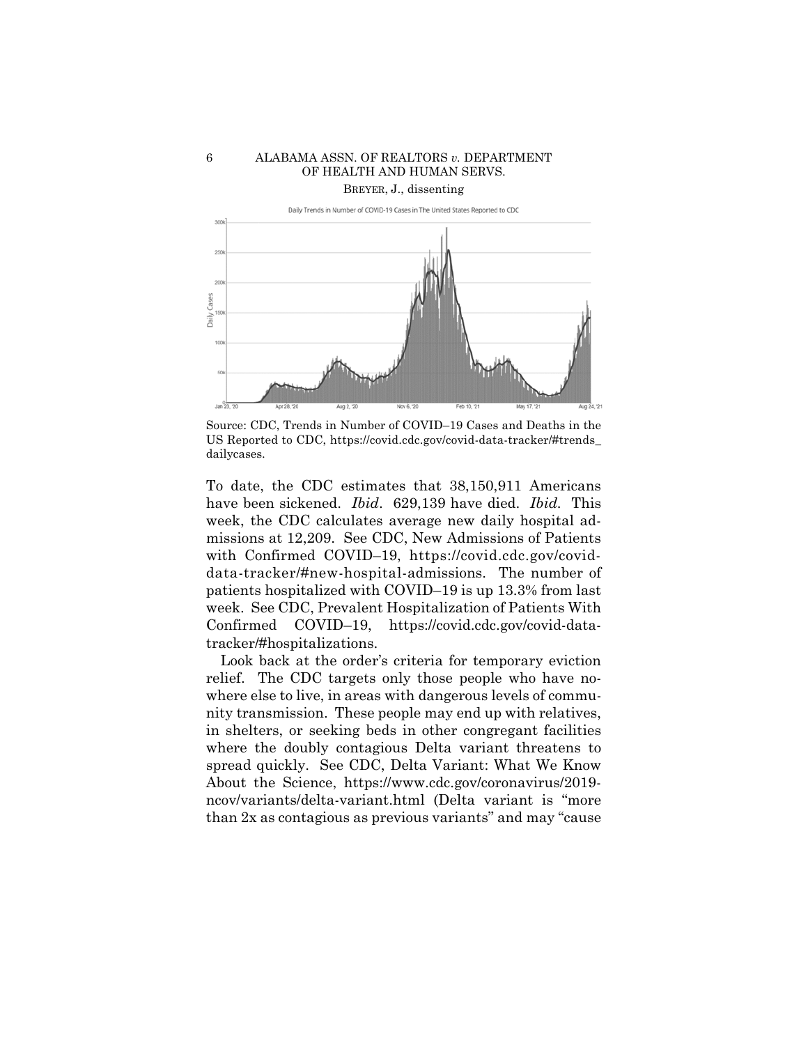Source: CDC, Trends in Number of COVID–19 Cases and Deaths in the US Reported to CDC, https://covid.cdc.gov/covid-data-tracker/#trends_dailycases.

To date, the CDC estimates that 38,150,911 Americans have been sickened. *Ibid*. 629,139 have died. *Ibid.* This week, the CDC calculates average new daily hospital admissions at 12,209. See CDC, New Admissions of Patients with Confirmed COVID–19, https://covid.cdc.gov/covid-data-tracker/#new-hospital-admissions. The number of patients hospitalized with COVID–19 is up 13.3% from last week. See CDC, Prevalent Hospitalization of Patients With Confirmed COVID–19, https://covid.cdc.gov/covid-data-tracker/#hospitalizations.

Look back at the order's criteria for temporary eviction relief. The CDC targets only those people who have nowhere else to live, in areas with dangerous levels of community transmission. These people may end up with relatives, in shelters, or seeking beds in other congregant facilities where the doubly contagious Delta variant threatens to spread quickly. See CDC, Delta Variant: What We Know About the Science, https://www.cdc.gov/coronavirus/2019-ncov/variants/delta-variant.html (Delta variant is "more than 2x as contagious as previous variants" and may "cause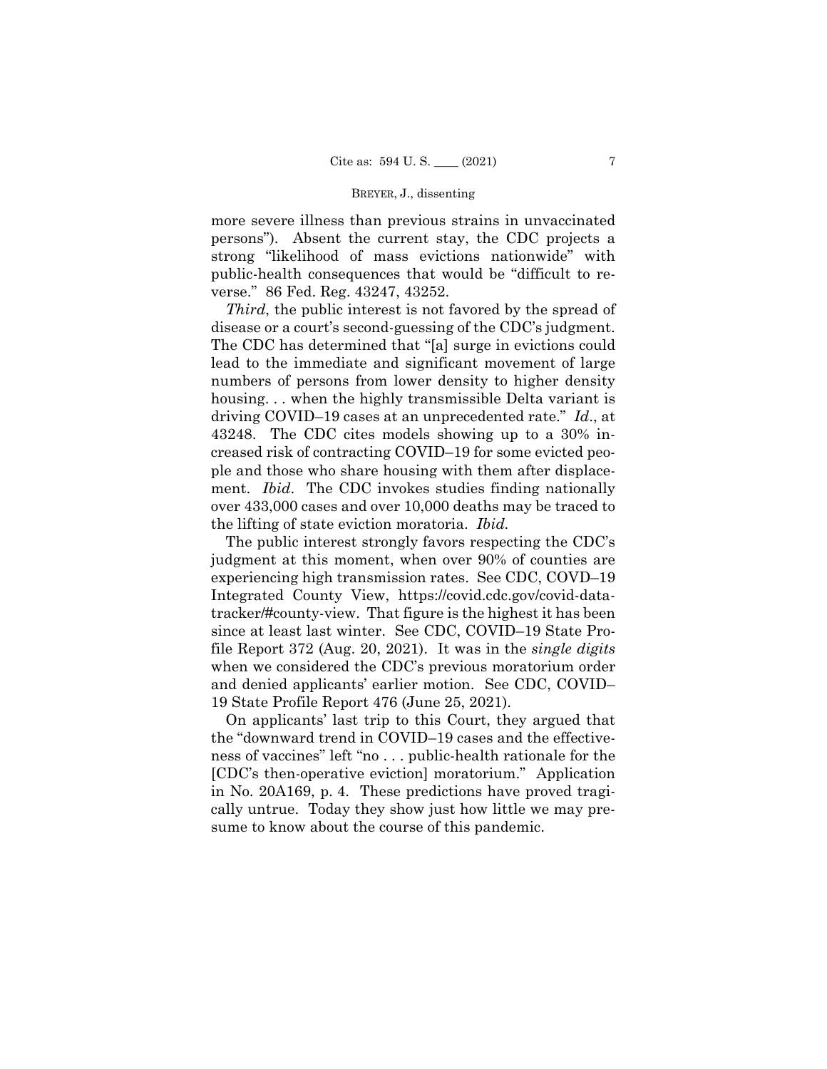more severe illness than previous strains in unvaccinated persons"). Absent the current stay, the CDC projects a strong "likelihood of mass evictions nationwide" with public-health consequences that would be "difficult to reverse." 86 Fed. Reg. 43247, 43252.

*Third*, the public interest is not favored by the spread of disease or a court's second-guessing of the CDC's judgment. The CDC has determined that "[a] surge in evictions could lead to the immediate and significant movement of large numbers of persons from lower density to higher density housing. . . when the highly transmissible Delta variant is driving COVID–19 cases at an unprecedented rate." *Id*., at 43248. The CDC cites models showing up to a 30% increased risk of contracting COVID–19 for some evicted people and those who share housing with them after displacement. *Ibid*. The CDC invokes studies finding nationally over 433,000 cases and over 10,000 deaths may be traced to the lifting of state eviction moratoria. *Ibid.*

The public interest strongly favors respecting the CDC's judgment at this moment, when over 90% of counties are experiencing high transmission rates. See CDC, COVD–19 Integrated County View, https://covid.cdc.gov/covid-data-tracker/#county-view. That figure is the highest it has been since at least last winter. See CDC, COVID–19 State Profile Report 372 (Aug. 20, 2021). It was in the *single digits* when we considered the CDC's previous moratorium order and denied applicants' earlier motion. See CDC, COVID–19 State Profile Report 476 (June 25, 2021).

On applicants' last trip to this Court, they argued that the "downward trend in COVID–19 cases and the effectiveness of vaccines" left "no . . . public-health rationale for the [CDC's then-operative eviction] moratorium." Application in No. 20A169, p. 4. These predictions have proved tragically untrue. Today they show just how little we may presume to know about the course of this pandemic.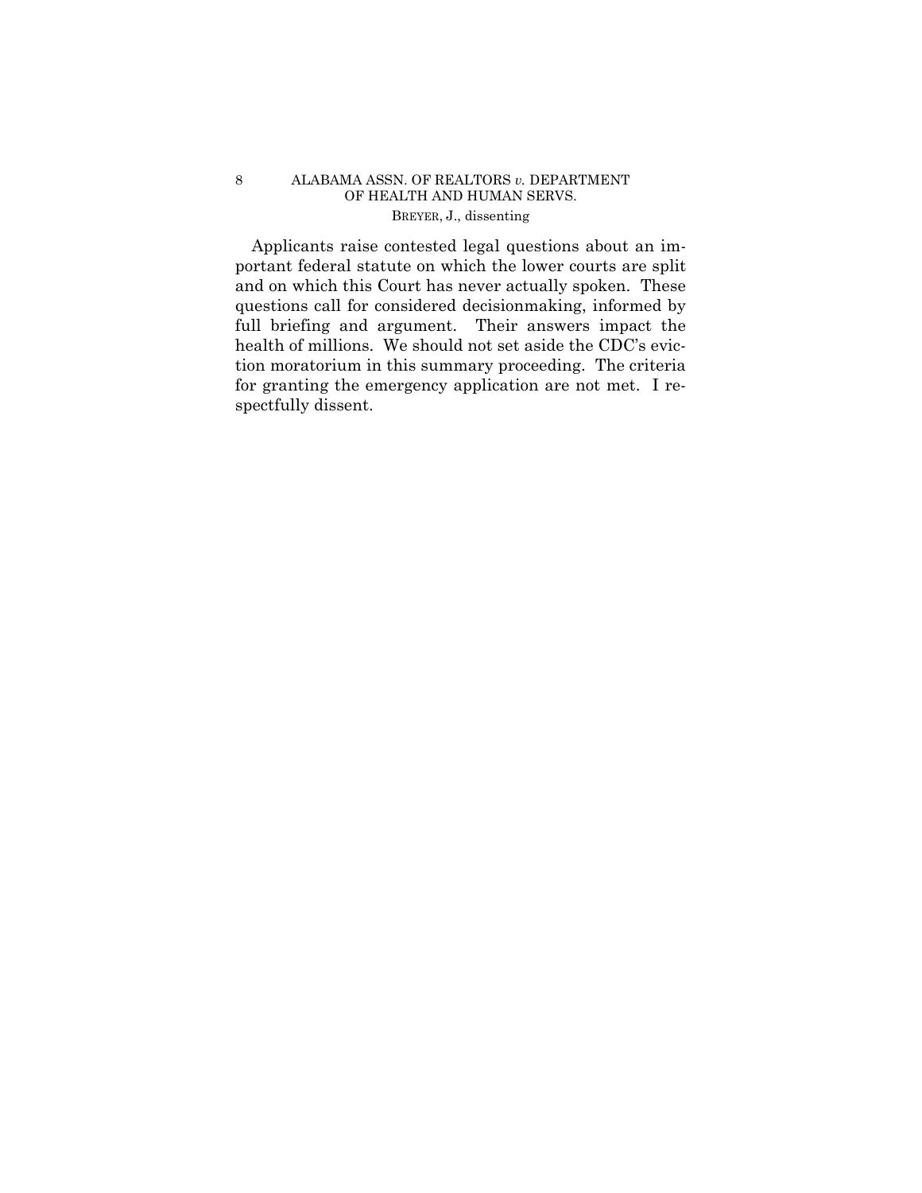Applicants raise contested legal questions about an important federal statute on which the lower courts are split and on which this Court has never actually spoken. These questions call for considered decisionmaking, informed by full briefing and argument. Their answers impact the health of millions. We should not set aside the CDC's eviction moratorium in this summary proceeding. The criteria for granting the emergency application are not met. I respectfully dissent.